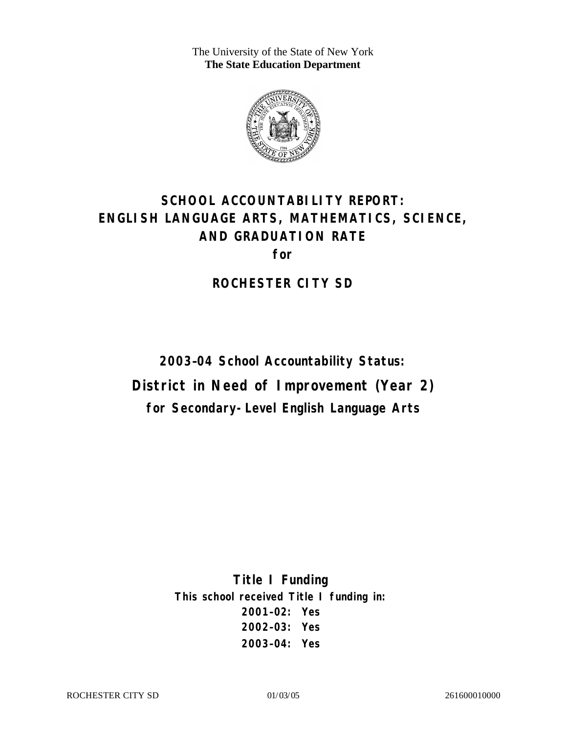The University of the State of New York
**The State Education Department**

# SCHOOL ACCOUNTABILITY REPORT: ENGLISH LANGUAGE ARTS, MATHEMATICS, SCIENCE, AND GRADUATION RATE

**for**

## ROCHESTER CITY SD

**2003–04 School Accountability Status:**

## District in Need of Improvement (Year 2)

**for Secondary-Level English Language Arts**

**Title I Funding**

**This school received Title I funding in:**

**2001–02: Yes**

**2002–03: Yes**

**2003–04: Yes**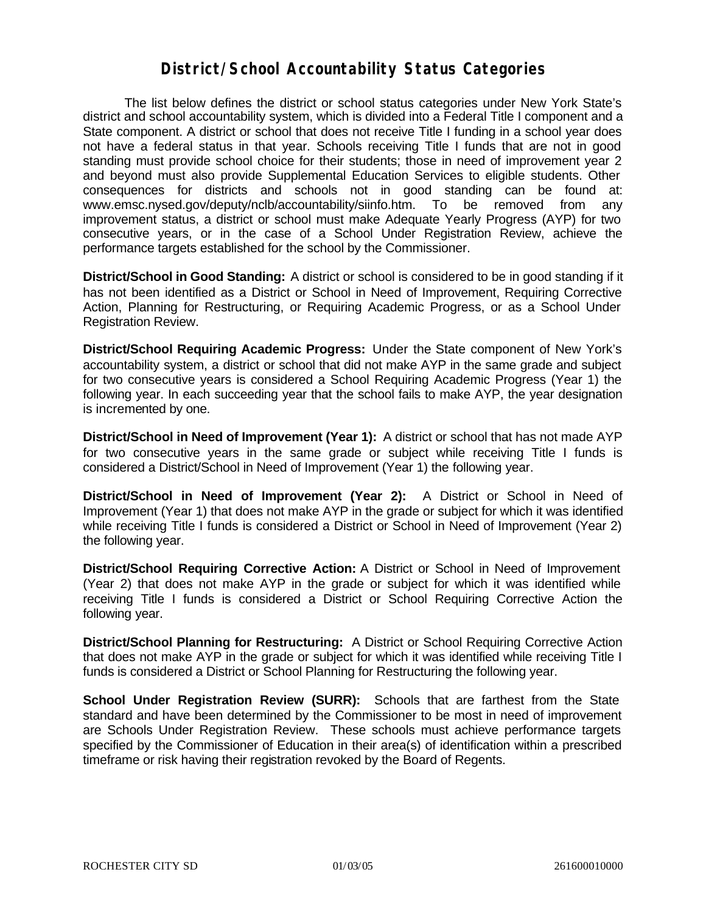# District/School Accountability Status Categories

The list below defines the district or school status categories under New York State's district and school accountability system, which is divided into a Federal Title I component and a State component. A district or school that does not receive Title I funding in a school year does not have a federal status in that year. Schools receiving Title I funds that are not in good standing must provide school choice for their students; those in need of improvement year 2 and beyond must also provide Supplemental Education Services to eligible students. Other consequences for districts and schools not in good standing can be found at: www.emsc.nysed.gov/deputy/nclb/accountability/siinfo.htm. To be removed from any improvement status, a district or school must make Adequate Yearly Progress (AYP) for two consecutive years, or in the case of a School Under Registration Review, achieve the performance targets established for the school by the Commissioner.

**District/School in Good Standing:** A district or school is considered to be in good standing if it has not been identified as a District or School in Need of Improvement, Requiring Corrective Action, Planning for Restructuring, or Requiring Academic Progress, or as a School Under Registration Review.

**District/School Requiring Academic Progress:** Under the State component of New York's accountability system, a district or school that did not make AYP in the same grade and subject for two consecutive years is considered a School Requiring Academic Progress (Year 1) the following year. In each succeeding year that the school fails to make AYP, the year designation is incremented by one.

**District/School in Need of Improvement (Year 1):** A district or school that has not made AYP for two consecutive years in the same grade or subject while receiving Title I funds is considered a District/School in Need of Improvement (Year 1) the following year.

**District/School in Need of Improvement (Year 2):** A District or School in Need of Improvement (Year 1) that does not make AYP in the grade or subject for which it was identified while receiving Title I funds is considered a District or School in Need of Improvement (Year 2) the following year.

**District/School Requiring Corrective Action:** A District or School in Need of Improvement (Year 2) that does not make AYP in the grade or subject for which it was identified while receiving Title I funds is considered a District or School Requiring Corrective Action the following year.

**District/School Planning for Restructuring:** A District or School Requiring Corrective Action that does not make AYP in the grade or subject for which it was identified while receiving Title I funds is considered a District or School Planning for Restructuring the following year.

**School Under Registration Review (SURR):** Schools that are farthest from the State standard and have been determined by the Commissioner to be most in need of improvement are Schools Under Registration Review. These schools must achieve performance targets specified by the Commissioner of Education in their area(s) of identification within a prescribed timeframe or risk having their registration revoked by the Board of Regents.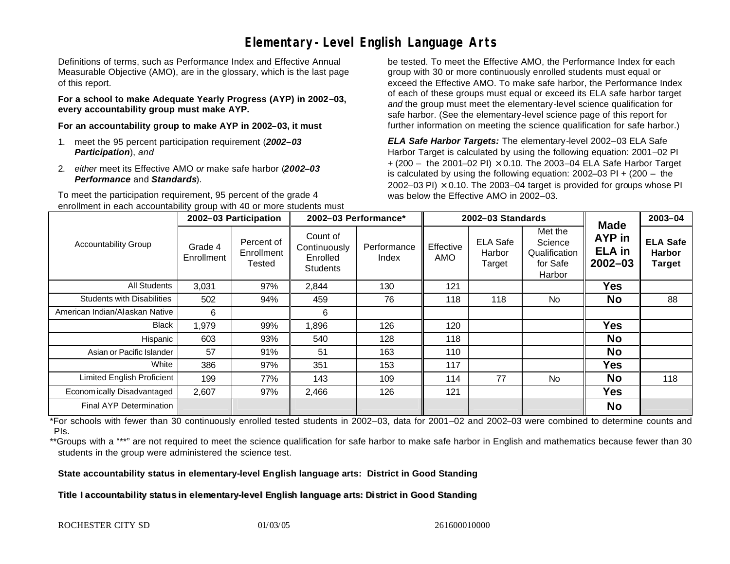# Elementary-Level English Language Arts

Definitions of terms, such as Performance Index and Effective Annual Measurable Objective (AMO), are in the glossary, which is the last page of this report.

**For a school to make Adequate Yearly Progress (AYP) in 2002–03, every accountability group must make AYP.**

**For an accountability group to make AYP in 2002–03, it must**

1. meet the 95 percent participation requirement (***2002–03 Participation***), *and*
2. *either* meet its Effective AMO *or* make safe harbor (***2002–03 Performance*** and ***Standards***).

To meet the participation requirement, 95 percent of the grade 4 enrollment in each accountability group with 40 or more students must be tested. To meet the Effective AMO, the Performance Index for each group with 30 or more continuously enrolled students must equal or exceed the Effective AMO. To make safe harbor, the Performance Index of each of these groups must equal or exceed its ELA safe harbor target *and* the group must meet the elementary-level science qualification for safe harbor. (See the elementary-level science page of this report for further information on meeting the science qualification for safe harbor.)

***ELA Safe Harbor Targets:*** The elementary-level 2002–03 ELA Safe Harbor Target is calculated by using the following equation: 2001–02 PI + (200 – the 2001–02 PI) × 0.10. The 2003–04 ELA Safe Harbor Target is calculated by using the following equation: 2002–03 PI + (200 – the 2002–03 PI) × 0.10. The 2003–04 target is provided for groups whose PI was below the Effective AMO in 2002–03.

| Accountability Group | 2002–03 Participation | | 2002–03 Performance* | | 2002–03 Standards | | | Made AYP in ELA in 2002–03 | 2003–04 |
|---|---|---|---|---|---|---|---|---|---|
| | Grade 4 Enrollment | Percent of Enrollment Tested | Count of Continuously Enrolled Students | Performance Index | Effective AMO | ELA Safe Harbor Target | Met the Science Qualification for Safe Harbor | | ELA Safe Harbor Target |
| All Students | 3,031 | 97% | 2,844 | 130 | 121 | | | Yes | |
| Students with Disabilities | 502 | 94% | 459 | 76 | 118 | 118 | No | No | 88 |
| American Indian/Alaskan Native | 6 | | 6 | | | | | | |
| Black | 1,979 | 99% | 1,896 | 126 | 120 | | | Yes | |
| Hispanic | 603 | 93% | 540 | 128 | 118 | | | No | |
| Asian or Pacific Islander | 57 | 91% | 51 | 163 | 110 | | | No | |
| White | 386 | 97% | 351 | 153 | 117 | | | Yes | |
| Limited English Proficient | 199 | 77% | 143 | 109 | 114 | 77 | No | No | 118 |
| Economically Disadvantaged | 2,607 | 97% | 2,466 | 126 | 121 | | | Yes | |
| Final AYP Determination | | | | | | | | No | |

*For schools with fewer than 30 continuously enrolled tested students in 2002–03, data for 2001–02 and 2002–03 were combined to determine counts and PIs.

**Groups with a "**" are not required to meet the science qualification for safe harbor to make safe harbor in English and mathematics because fewer than 30 students in the group were administered the science test.

**State accountability status in elementary-level English language arts: District in Good Standing**

**Title I accountability status in elementary-level English language arts: District in Good Standing**

ROCHESTER CITY SD 01/03/05 261600010000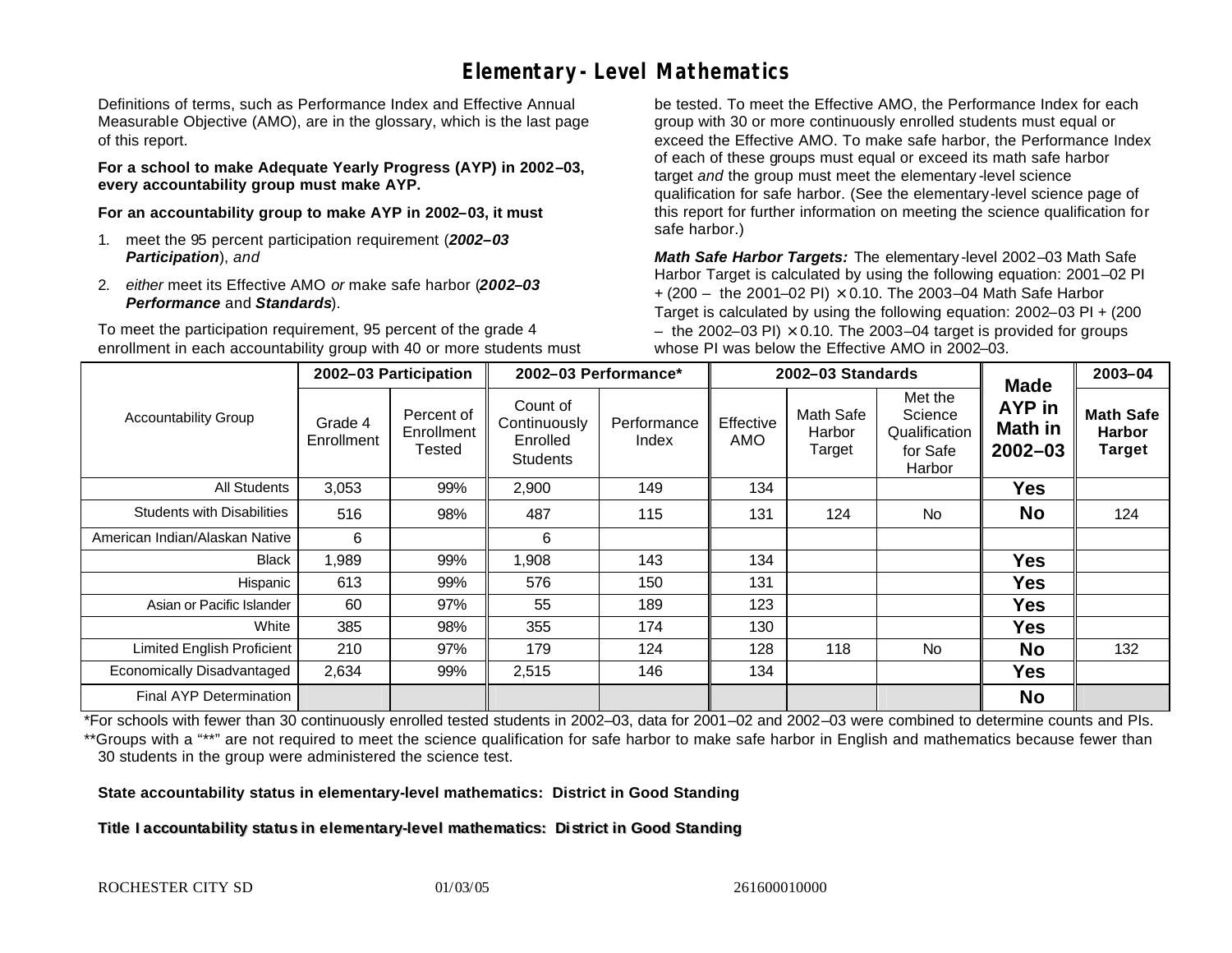# Elementary-Level Mathematics

Definitions of terms, such as Performance Index and Effective Annual Measurable Objective (AMO), are in the glossary, which is the last page of this report.

**For a school to make Adequate Yearly Progress (AYP) in 2002–03, every accountability group must make AYP.**

**For an accountability group to make AYP in 2002–03, it must**

1. meet the 95 percent participation requirement (***2002–03 Participation***), *and*
2. *either* meet its Effective AMO *or* make safe harbor (***2002–03 Performance*** and ***Standards***).

To meet the participation requirement, 95 percent of the grade 4 enrollment in each accountability group with 40 or more students must be tested. To meet the Effective AMO, the Performance Index for each group with 30 or more continuously enrolled students must equal or exceed the Effective AMO. To make safe harbor, the Performance Index of each of these groups must equal or exceed its math safe harbor target *and* the group must meet the elementary-level science qualification for safe harbor. (See the elementary-level science page of this report for further information on meeting the science qualification for safe harbor.)

***Math Safe Harbor Targets:*** The elementary-level 2002–03 Math Safe Harbor Target is calculated by using the following equation: 2001–02 PI + (200 – the 2001–02 PI) × 0.10. The 2003–04 Math Safe Harbor Target is calculated by using the following equation: 2002–03 PI + (200 – the 2002–03 PI) × 0.10. The 2003–04 target is provided for groups whose PI was below the Effective AMO in 2002–03.

| Accountability Group | 2002–03 Participation | | 2002–03 Performance* | | 2002–03 Standards | | | Made AYP in Math in 2002–03 | 2003–04 |
|---|---|---|---|---|---|---|---|---|---|
| | Grade 4 Enrollment | Percent of Enrollment Tested | Count of Continuously Enrolled Students | Performance Index | Effective AMO | Math Safe Harbor Target | Met the Science Qualification for Safe Harbor | | Math Safe Harbor Target |
| All Students | 3,053 | 99% | 2,900 | 149 | 134 | | | **Yes** | |
| Students with Disabilities | 516 | 98% | 487 | 115 | 131 | 124 | No | **No** | 124 |
| American Indian/Alaskan Native | 6 | | 6 | | | | | | |
| Black | 1,989 | 99% | 1,908 | 143 | 134 | | | **Yes** | |
| Hispanic | 613 | 99% | 576 | 150 | 131 | | | **Yes** | |
| Asian or Pacific Islander | 60 | 97% | 55 | 189 | 123 | | | **Yes** | |
| White | 385 | 98% | 355 | 174 | 130 | | | **Yes** | |
| Limited English Proficient | 210 | 97% | 179 | 124 | 128 | 118 | No | **No** | 132 |
| Economically Disadvantaged | 2,634 | 99% | 2,515 | 146 | 134 | | | **Yes** | |
| Final AYP Determination | | | | | | | | **No** | |

*For schools with fewer than 30 continuously enrolled tested students in 2002–03, data for 2001–02 and 2002–03 were combined to determine counts and PIs.

**Groups with a "**" are not required to meet the science qualification for safe harbor to make safe harbor in English and mathematics because fewer than 30 students in the group were administered the science test.

**State accountability status in elementary-level mathematics: District in Good Standing**

**Title I accountability status in elementary-level mathematics: District in Good Standing**

ROCHESTER CITY SD 01/03/05 261600010000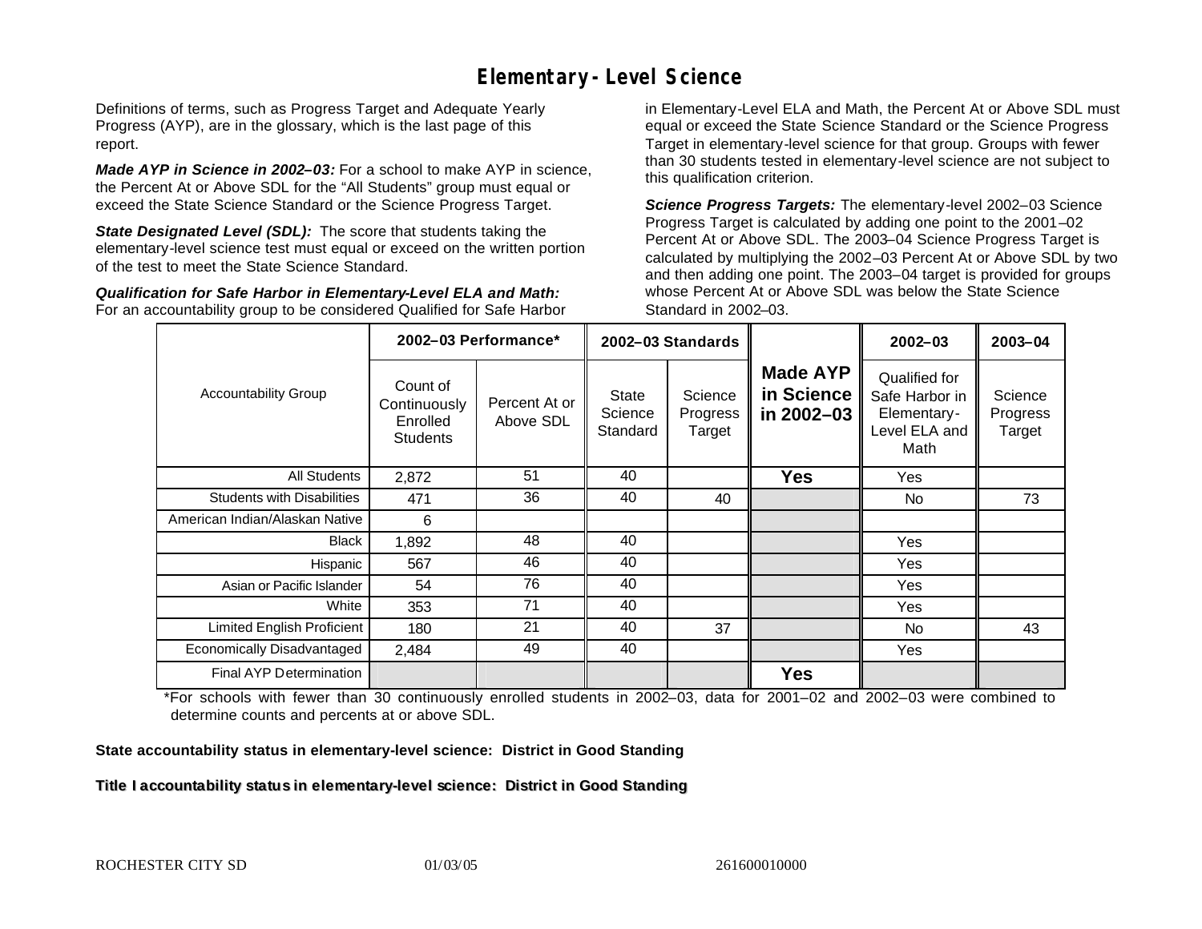# Elementary-Level Science

Definitions of terms, such as Progress Target and Adequate Yearly Progress (AYP), are in the glossary, which is the last page of this report.

***Made AYP in Science in 2002–03:*** For a school to make AYP in science, the Percent At or Above SDL for the "All Students" group must equal or exceed the State Science Standard or the Science Progress Target.

***State Designated Level (SDL):*** The score that students taking the elementary-level science test must equal or exceed on the written portion of the test to meet the State Science Standard.

***Qualification for Safe Harbor in Elementary-Level ELA and Math:*** For an accountability group to be considered Qualified for Safe Harbor in Elementary-Level ELA and Math, the Percent At or Above SDL must equal or exceed the State Science Standard or the Science Progress Target in elementary-level science for that group. Groups with fewer than 30 students tested in elementary-level science are not subject to this qualification criterion.

***Science Progress Targets:*** The elementary-level 2002–03 Science Progress Target is calculated by adding one point to the 2001–02 Percent At or Above SDL. The 2003–04 Science Progress Target is calculated by multiplying the 2002–03 Percent At or Above SDL by two and then adding one point. The 2003–04 target is provided for groups whose Percent At or Above SDL was below the State Science Standard in 2002–03.

| Accountability Group | 2002–03 Performance* | | 2002–03 Standards | | Made AYP in Science in 2002–03 | 2002–03 | 2003–04 |
|---|---|---|---|---|---|---|---|
| | Count of Continuously Enrolled Students | Percent At or Above SDL | State Science Standard | Science Progress Target | | Qualified for Safe Harbor in Elementary-Level ELA and Math | Science Progress Target |
| All Students | 2,872 | 51 | 40 | | **Yes** | Yes | |
| Students with Disabilities | 471 | 36 | 40 | 40 | | No | 73 |
| American Indian/Alaskan Native | 6 | | | | | | |
| Black | 1,892 | 48 | 40 | | | Yes | |
| Hispanic | 567 | 46 | 40 | | | Yes | |
| Asian or Pacific Islander | 54 | 76 | 40 | | | Yes | |
| White | 353 | 71 | 40 | | | Yes | |
| Limited English Proficient | 180 | 21 | 40 | 37 | | No | 43 |
| Economically Disadvantaged | 2,484 | 49 | 40 | | | Yes | |
| Final AYP Determination | | | | | **Yes** | | |

*For schools with fewer than 30 continuously enrolled students in 2002–03, data for 2001–02 and 2002–03 were combined to determine counts and percents at or above SDL.

**State accountability status in elementary-level science: District in Good Standing**

**Title I accountability status in elementary-level science: District in Good Standing**

ROCHESTER CITY SD 01/03/05 261600010000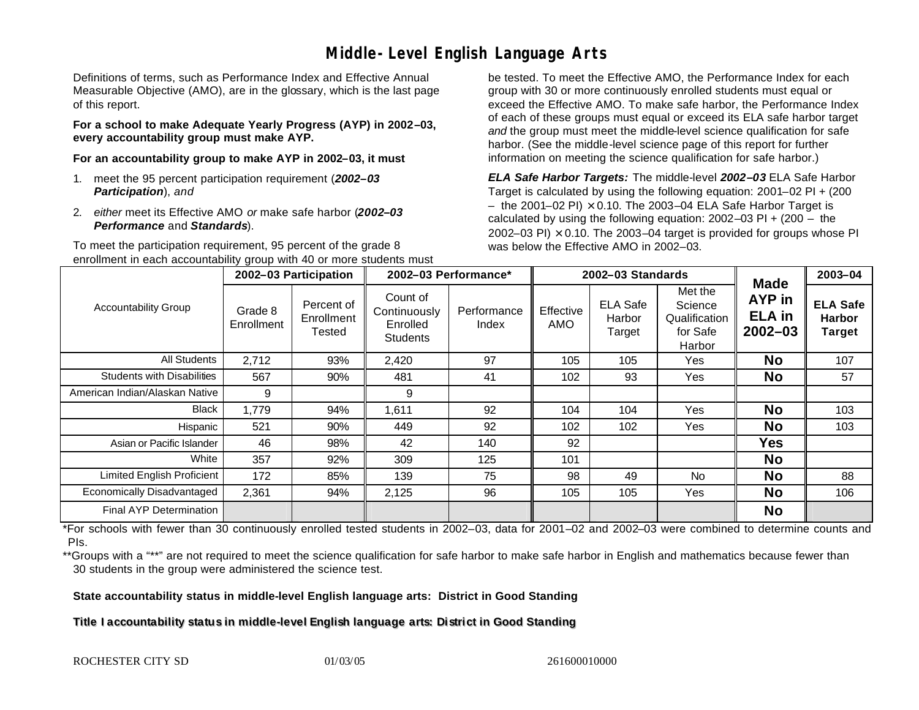# Middle-Level English Language Arts

Definitions of terms, such as Performance Index and Effective Annual Measurable Objective (AMO), are in the glossary, which is the last page of this report.

**For a school to make Adequate Yearly Progress (AYP) in 2002–03, every accountability group must make AYP.**

**For an accountability group to make AYP in 2002–03, it must**

1. meet the 95 percent participation requirement (***2002–03 Participation***), *and*
2. *either* meet its Effective AMO *or* make safe harbor (***2002–03 Performance*** and ***Standards***).

To meet the participation requirement, 95 percent of the grade 8 enrollment in each accountability group with 40 or more students must be tested. To meet the Effective AMO, the Performance Index for each group with 30 or more continuously enrolled students must equal or exceed the Effective AMO. To make safe harbor, the Performance Index of each of these groups must equal or exceed its ELA safe harbor target *and* the group must meet the middle-level science qualification for safe harbor. (See the middle-level science page of this report for further information on meeting the science qualification for safe harbor.)

***ELA Safe Harbor Targets:*** The middle-level ***2002–03*** ELA Safe Harbor Target is calculated by using the following equation: 2001–02 PI + (200 – the 2001–02 PI) × 0.10. The 2003–04 ELA Safe Harbor Target is calculated by using the following equation: 2002–03 PI + (200 – the 2002–03 PI) × 0.10. The 2003–04 target is provided for groups whose PI was below the Effective AMO in 2002–03.

| Accountability Group | 2002–03 Participation | | 2002–03 Performance* | | 2002–03 Standards | | | Made AYP in ELA in 2002–03 | 2003–04 |
|---|---|---|---|---|---|---|---|---|---|
| | Grade 8 Enrollment | Percent of Enrollment Tested | Count of Continuously Enrolled Students | Performance Index | Effective AMO | ELA Safe Harbor Target | Met the Science Qualification for Safe Harbor | | ELA Safe Harbor Target |
| All Students | 2,712 | 93% | 2,420 | 97 | 105 | 105 | Yes | **No** | 107 |
| Students with Disabilities | 567 | 90% | 481 | 41 | 102 | 93 | Yes | **No** | 57 |
| American Indian/Alaskan Native | 9 | | 9 | | | | | | |
| Black | 1,779 | 94% | 1,611 | 92 | 104 | 104 | Yes | **No** | 103 |
| Hispanic | 521 | 90% | 449 | 92 | 102 | 102 | Yes | **No** | 103 |
| Asian or Pacific Islander | 46 | 98% | 42 | 140 | 92 | | | **Yes** | |
| White | 357 | 92% | 309 | 125 | 101 | | | **No** | |
| Limited English Proficient | 172 | 85% | 139 | 75 | 98 | 49 | No | **No** | 88 |
| Economically Disadvantaged | 2,361 | 94% | 2,125 | 96 | 105 | 105 | Yes | **No** | 106 |
| Final AYP Determination | | | | | | | | **No** | |

*For schools with fewer than 30 continuously enrolled tested students in 2002–03, data for 2001–02 and 2002–03 were combined to determine counts and PIs.

**Groups with a "**" are not required to meet the science qualification for safe harbor to make safe harbor in English and mathematics because fewer than 30 students in the group were administered the science test.

**State accountability status in middle-level English language arts: District in Good Standing**

**Title I accountability status in middle-level English language arts: District in Good Standing**

ROCHESTER CITY SD 01/03/05 261600010000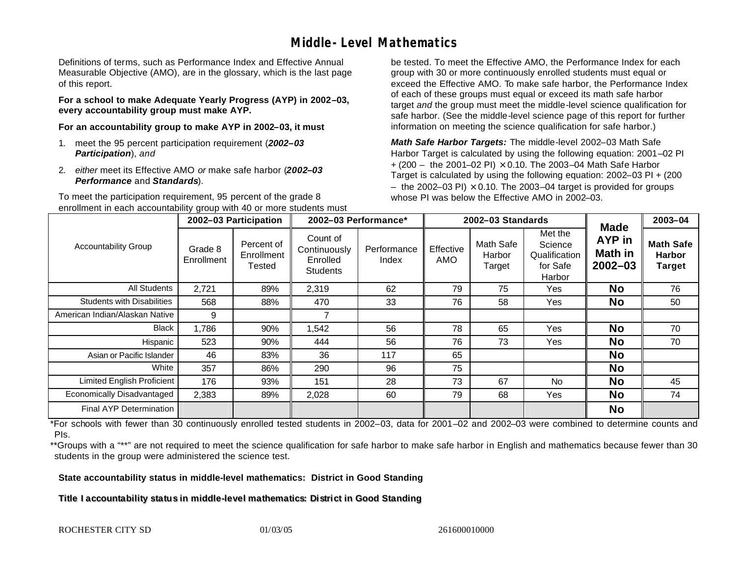# Middle-Level Mathematics

Definitions of terms, such as Performance Index and Effective Annual Measurable Objective (AMO), are in the glossary, which is the last page of this report.

**For a school to make Adequate Yearly Progress (AYP) in 2002–03, every accountability group must make AYP.**

**For an accountability group to make AYP in 2002–03, it must**

1. meet the 95 percent participation requirement (***2002–03 Participation***), *and*
2. *either* meet its Effective AMO *or* make safe harbor (***2002–03 Performance*** and ***Standards***).

To meet the participation requirement, 95 percent of the grade 8 enrollment in each accountability group with 40 or more students must be tested. To meet the Effective AMO, the Performance Index for each group with 30 or more continuously enrolled students must equal or exceed the Effective AMO. To make safe harbor, the Performance Index of each of these groups must equal or exceed its math safe harbor target *and* the group must meet the middle-level science qualification for safe harbor. (See the middle-level science page of this report for further information on meeting the science qualification for safe harbor.)

***Math Safe Harbor Targets:*** The middle-level 2002–03 Math Safe Harbor Target is calculated by using the following equation: 2001–02 PI + (200 – the 2001–02 PI) × 0.10. The 2003–04 Math Safe Harbor Target is calculated by using the following equation: 2002–03 PI + (200 – the 2002–03 PI) × 0.10. The 2003–04 target is provided for groups whose PI was below the Effective AMO in 2002–03.

| Accountability Group | 2002–03 Participation | | 2002–03 Performance* | | 2002–03 Standards | | | Made AYP in Math in 2002–03 | 2003–04 |
|---|---|---|---|---|---|---|---|---|---|
| | Grade 8 Enrollment | Percent of Enrollment Tested | Count of Continuously Enrolled Students | Performance Index | Effective AMO | Math Safe Harbor Target | Met the Science Qualification for Safe Harbor | | Math Safe Harbor Target |
| All Students | 2,721 | 89% | 2,319 | 62 | 79 | 75 | Yes | **No** | 76 |
| Students with Disabilities | 568 | 88% | 470 | 33 | 76 | 58 | Yes | **No** | 50 |
| American Indian/Alaskan Native | 9 | | 7 | | | | | | |
| Black | 1,786 | 90% | 1,542 | 56 | 78 | 65 | Yes | **No** | 70 |
| Hispanic | 523 | 90% | 444 | 56 | 76 | 73 | Yes | **No** | 70 |
| Asian or Pacific Islander | 46 | 83% | 36 | 117 | 65 | | | **No** | |
| White | 357 | 86% | 290 | 96 | 75 | | | **No** | |
| Limited English Proficient | 176 | 93% | 151 | 28 | 73 | 67 | No | **No** | 45 |
| Economically Disadvantaged | 2,383 | 89% | 2,028 | 60 | 79 | 68 | Yes | **No** | 74 |
| Final AYP Determination | | | | | | | | **No** | |

*For schools with fewer than 30 continuously enrolled tested students in 2002–03, data for 2001–02 and 2002–03 were combined to determine counts and PIs.

**Groups with a "**" are not required to meet the science qualification for safe harbor to make safe harbor in English and mathematics because fewer than 30 students in the group were administered the science test.

**State accountability status in middle-level mathematics: District in Good Standing**

**Title I accountability status in middle-level mathematics: District in Good Standing**

ROCHESTER CITY SD 01/03/05 261600010000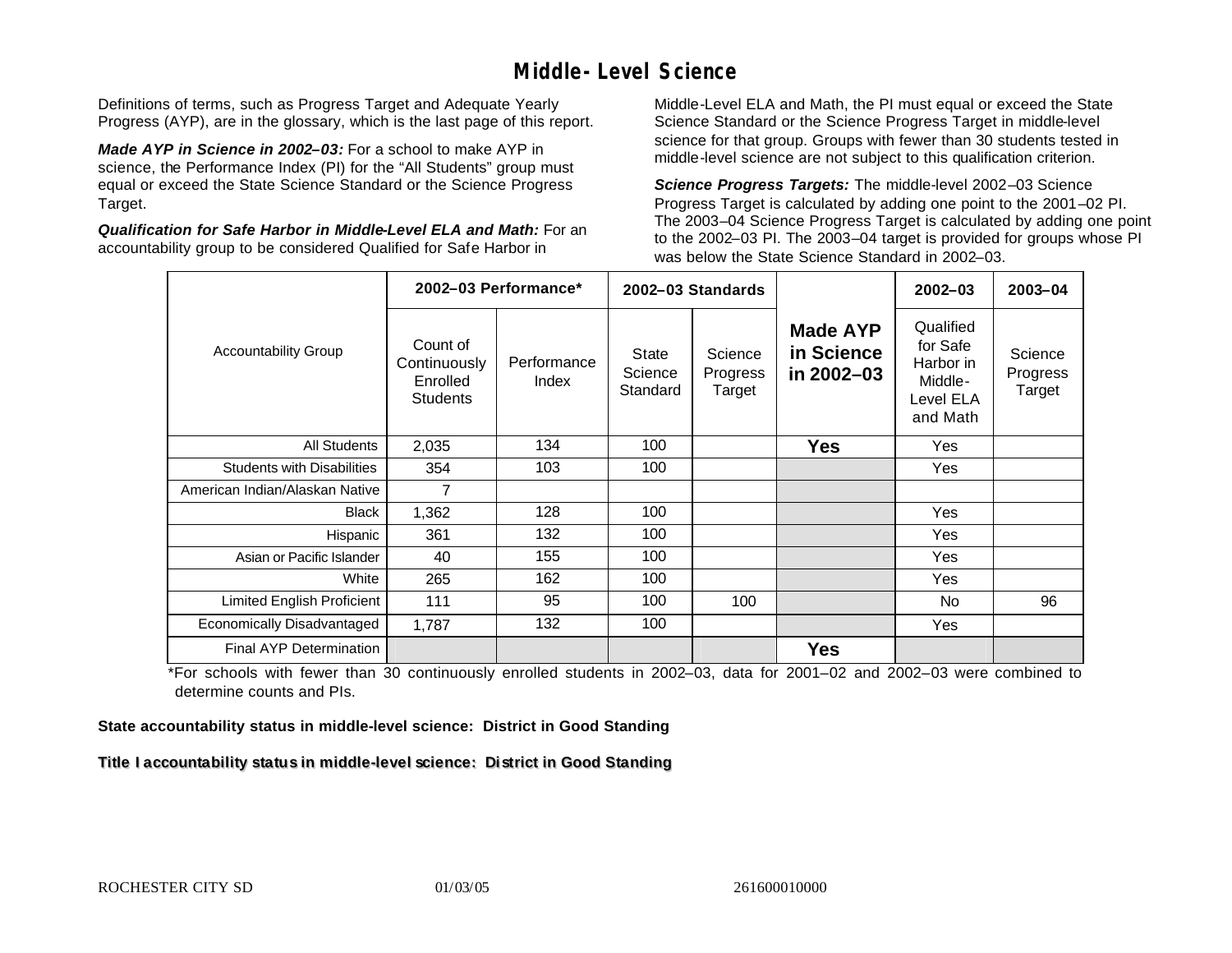# Middle-Level Science

Definitions of terms, such as Progress Target and Adequate Yearly Progress (AYP), are in the glossary, which is the last page of this report.

***Made AYP in Science in 2002–03:*** For a school to make AYP in science, the Performance Index (PI) for the "All Students" group must equal or exceed the State Science Standard or the Science Progress Target.

***Qualification for Safe Harbor in Middle-Level ELA and Math:*** For an accountability group to be considered Qualified for Safe Harbor in Middle-Level ELA and Math, the PI must equal or exceed the State Science Standard or the Science Progress Target in middle-level science for that group. Groups with fewer than 30 students tested in middle-level science are not subject to this qualification criterion.

***Science Progress Targets:*** The middle-level 2002–03 Science Progress Target is calculated by adding one point to the 2001–02 PI. The 2003–04 Science Progress Target is calculated by adding one point to the 2002–03 PI. The 2003–04 target is provided for groups whose PI was below the State Science Standard in 2002–03.

| Accountability Group | 2002–03 Performance* | | 2002–03 Standards | | Made AYP in Science in 2002–03 | 2002–03 | 2003–04 |
|---|---|---|---|---|---|---|---|
| | Count of Continuously Enrolled Students | Performance Index | State Science Standard | Science Progress Target | | Qualified for Safe Harbor in Middle-Level ELA and Math | Science Progress Target |
| All Students | 2,035 | 134 | 100 | | **Yes** | Yes | |
| Students with Disabilities | 354 | 103 | 100 | | | Yes | |
| American Indian/Alaskan Native | 7 | | | | | | |
| Black | 1,362 | 128 | 100 | | | Yes | |
| Hispanic | 361 | 132 | 100 | | | Yes | |
| Asian or Pacific Islander | 40 | 155 | 100 | | | Yes | |
| White | 265 | 162 | 100 | | | Yes | |
| Limited English Proficient | 111 | 95 | 100 | 100 | | No | 96 |
| Economically Disadvantaged | 1,787 | 132 | 100 | | | Yes | |
| Final AYP Determination | | | | | **Yes** | | |

*For schools with fewer than 30 continuously enrolled students in 2002–03, data for 2001–02 and 2002–03 were combined to determine counts and PIs.

**State accountability status in middle-level science: District in Good Standing**

**Title I accountability status in middle-level science: District in Good Standing**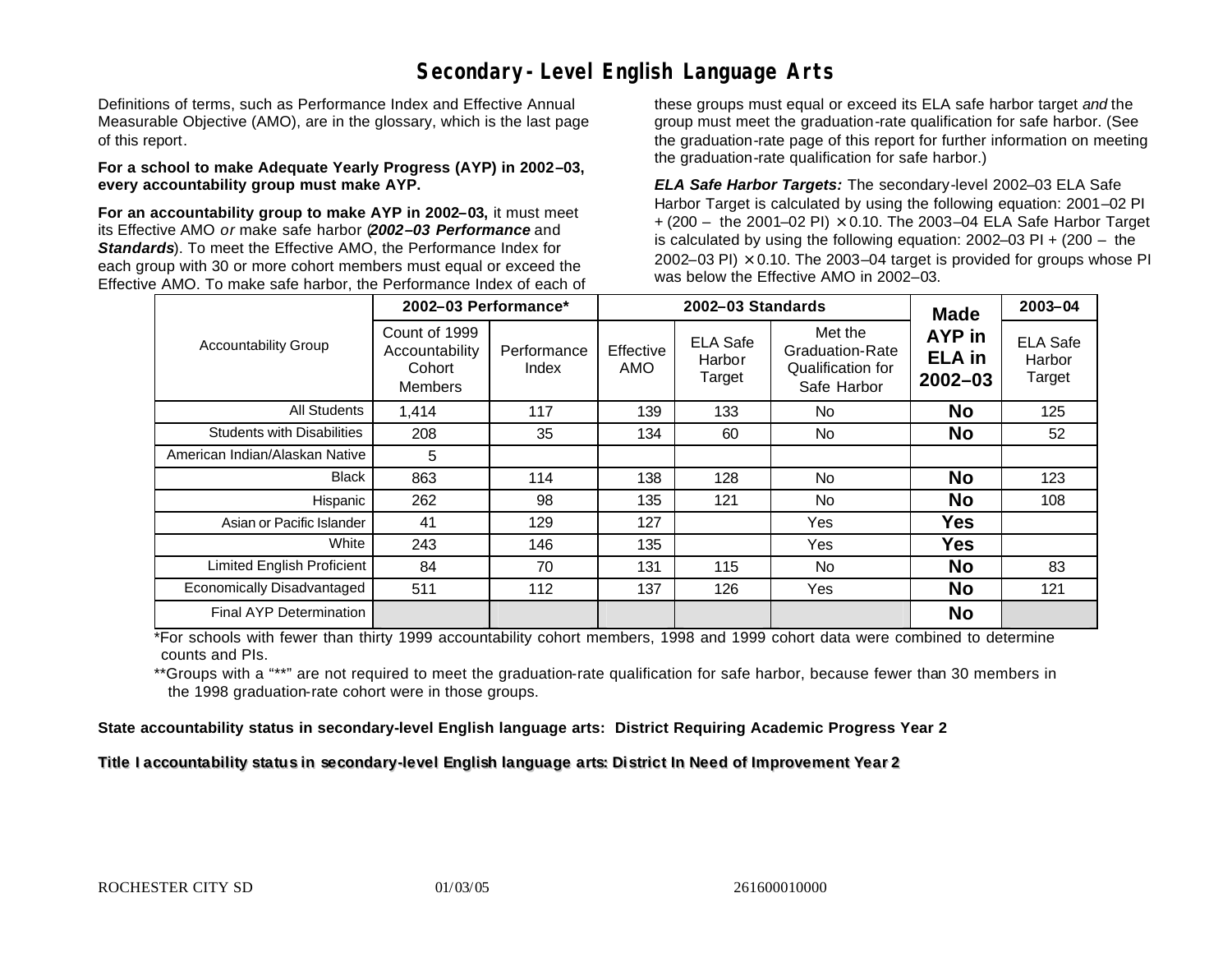# Secondary-Level English Language Arts

Definitions of terms, such as Performance Index and Effective Annual Measurable Objective (AMO), are in the glossary, which is the last page of this report.

**For a school to make Adequate Yearly Progress (AYP) in 2002–03, every accountability group must make AYP.**

**For an accountability group to make AYP in 2002–03,** it must meet its Effective AMO *or* make safe harbor (***2002–03 Performance*** and ***Standards***). To meet the Effective AMO, the Performance Index for each group with 30 or more cohort members must equal or exceed the Effective AMO. To make safe harbor, the Performance Index of each of these groups must equal or exceed its ELA safe harbor target *and* the group must meet the graduation-rate qualification for safe harbor. (See the graduation-rate page of this report for further information on meeting the graduation-rate qualification for safe harbor.)

***ELA Safe Harbor Targets:*** The secondary-level 2002–03 ELA Safe Harbor Target is calculated by using the following equation: 2001–02 PI + (200 – the 2001–02 PI) × 0.10. The 2003–04 ELA Safe Harbor Target is calculated by using the following equation: 2002–03 PI + (200 – the 2002–03 PI) × 0.10. The 2003–04 target is provided for groups whose PI was below the Effective AMO in 2002–03.

| Accountability Group | 2002–03 Performance* | | 2002–03 Standards | | | Made AYP in ELA in 2002–03 | 2003–04 |
|---|---|---|---|---|---|---|---|
| | Count of 1999 Accountability Cohort Members | Performance Index | Effective AMO | ELA Safe Harbor Target | Met the Graduation-Rate Qualification for Safe Harbor | | ELA Safe Harbor Target |
| All Students | 1,414 | 117 | 139 | 133 | No | **No** | 125 |
| Students with Disabilities | 208 | 35 | 134 | 60 | No | **No** | 52 |
| American Indian/Alaskan Native | 5 | | | | | | |
| Black | 863 | 114 | 138 | 128 | No | **No** | 123 |
| Hispanic | 262 | 98 | 135 | 121 | No | **No** | 108 |
| Asian or Pacific Islander | 41 | 129 | 127 | | Yes | **Yes** | |
| White | 243 | 146 | 135 | | Yes | **Yes** | |
| Limited English Proficient | 84 | 70 | 131 | 115 | No | **No** | 83 |
| Economically Disadvantaged | 511 | 112 | 137 | 126 | Yes | **No** | 121 |
| Final AYP Determination | | | | | | **No** | |

*For schools with fewer than thirty 1999 accountability cohort members, 1998 and 1999 cohort data were combined to determine counts and PIs.

**Groups with a "**" are not required to meet the graduation-rate qualification for safe harbor, because fewer than 30 members in the 1998 graduation-rate cohort were in those groups.

**State accountability status in secondary-level English language arts: District Requiring Academic Progress Year 2**

**Title I accountability status in secondary-level English language arts: District In Need of Improvement Year 2**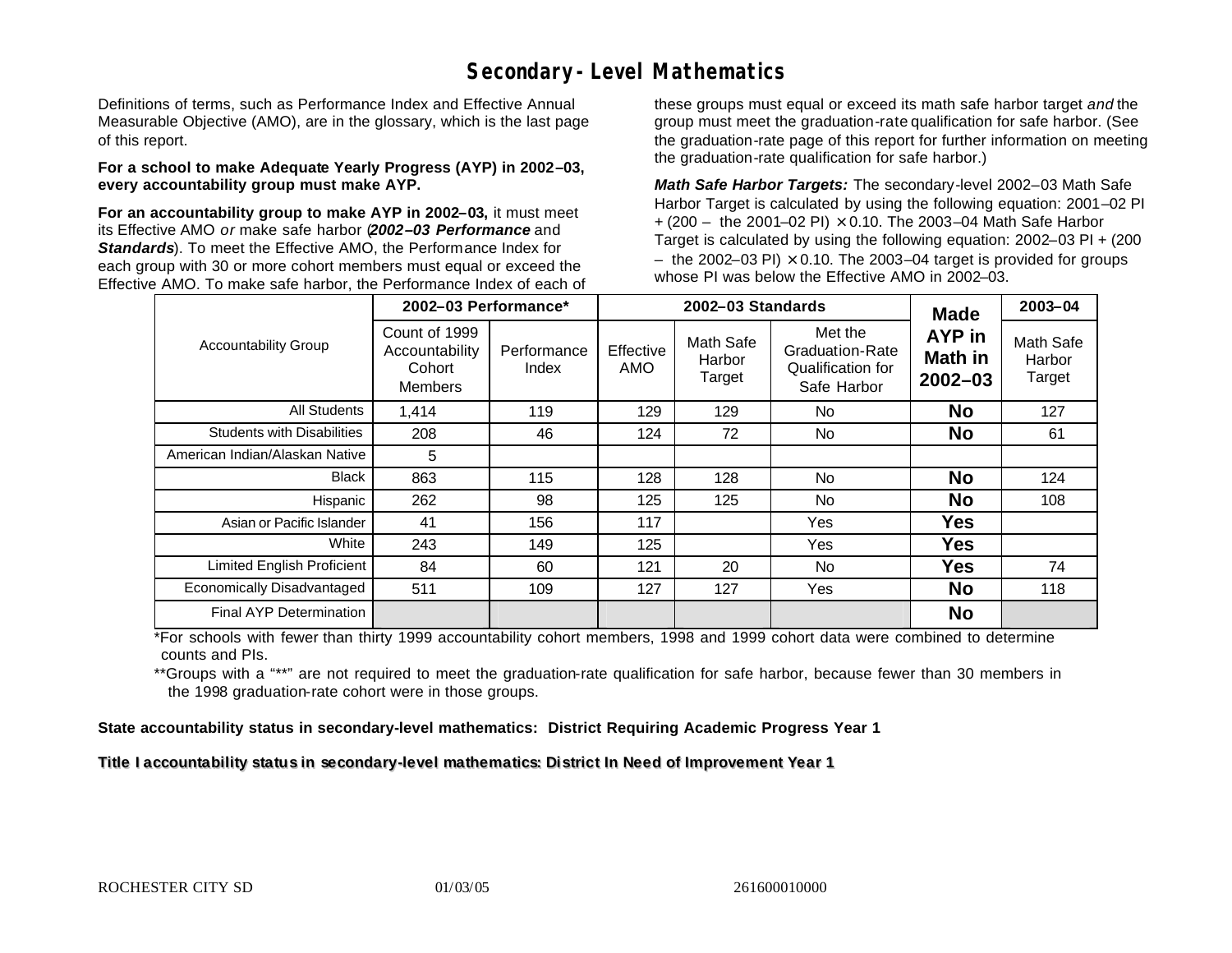# Secondary- Level Mathematics

Definitions of terms, such as Performance Index and Effective Annual Measurable Objective (AMO), are in the glossary, which is the last page of this report.

**For a school to make Adequate Yearly Progress (AYP) in 2002–03, every accountability group must make AYP.**

**For an accountability group to make AYP in 2002–03,** it must meet its Effective AMO *or* make safe harbor (***2002–03 Performance*** and ***Standards***). To meet the Effective AMO, the Performance Index for each group with 30 or more cohort members must equal or exceed the Effective AMO. To make safe harbor, the Performance Index of each of these groups must equal or exceed its math safe harbor target *and* the group must meet the graduation-rate qualification for safe harbor. (See the graduation-rate page of this report for further information on meeting the graduation-rate qualification for safe harbor.)

***Math Safe Harbor Targets:*** The secondary-level 2002–03 Math Safe Harbor Target is calculated by using the following equation: 2001–02 PI + (200 – the 2001–02 PI) × 0.10. The 2003–04 Math Safe Harbor Target is calculated by using the following equation: 2002–03 PI + (200 – the 2002–03 PI) × 0.10. The 2003–04 target is provided for groups whose PI was below the Effective AMO in 2002–03.

| Accountability Group | 2002–03 Performance* | | 2002–03 Standards | | | Made AYP in Math in 2002–03 | 2003–04 |
|---|---|---|---|---|---|---|---|
| | Count of 1999 Accountability Cohort Members | Performance Index | Effective AMO | Math Safe Harbor Target | Met the Graduation-Rate Qualification for Safe Harbor | | Math Safe Harbor Target |
| All Students | 1,414 | 119 | 129 | 129 | No | **No** | 127 |
| Students with Disabilities | 208 | 46 | 124 | 72 | No | **No** | 61 |
| American Indian/Alaskan Native | 5 | | | | | | |
| Black | 863 | 115 | 128 | 128 | No | **No** | 124 |
| Hispanic | 262 | 98 | 125 | 125 | No | **No** | 108 |
| Asian or Pacific Islander | 41 | 156 | 117 | | Yes | **Yes** | |
| White | 243 | 149 | 125 | | Yes | **Yes** | |
| Limited English Proficient | 84 | 60 | 121 | 20 | No | **Yes** | 74 |
| Economically Disadvantaged | 511 | 109 | 127 | 127 | Yes | **No** | 118 |
| Final AYP Determination | | | | | | **No** | |

*For schools with fewer than thirty 1999 accountability cohort members, 1998 and 1999 cohort data were combined to determine counts and PIs.

**Groups with a "**" are not required to meet the graduation-rate qualification for safe harbor, because fewer than 30 members in the 1998 graduation-rate cohort were in those groups.

**State accountability status in secondary-level mathematics: District Requiring Academic Progress Year 1**

**Title I accountability status in secondary-level mathematics: District In Need of Improvement Year 1**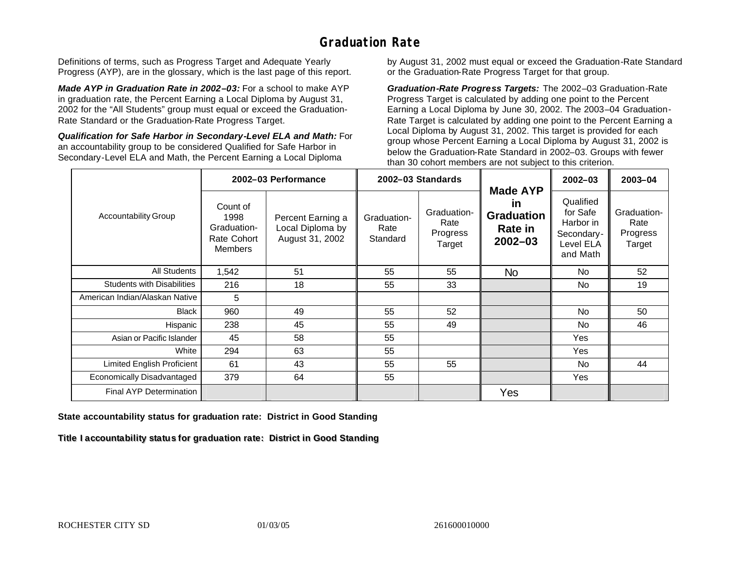# Graduation Rate

Definitions of terms, such as Progress Target and Adequate Yearly Progress (AYP), are in the glossary, which is the last page of this report.

***Made AYP in Graduation Rate in 2002–03:*** For a school to make AYP in graduation rate, the Percent Earning a Local Diploma by August 31, 2002 for the "All Students" group must equal or exceed the Graduation-Rate Standard or the Graduation-Rate Progress Target.

***Qualification for Safe Harbor in Secondary-Level ELA and Math:*** For an accountability group to be considered Qualified for Safe Harbor in Secondary-Level ELA and Math, the Percent Earning a Local Diploma by August 31, 2002 must equal or exceed the Graduation-Rate Standard or the Graduation-Rate Progress Target for that group.

***Graduation-Rate Progress Targets:*** The 2002–03 Graduation-Rate Progress Target is calculated by adding one point to the Percent Earning a Local Diploma by June 30, 2002. The 2003–04 Graduation-Rate Target is calculated by adding one point to the Percent Earning a Local Diploma by August 31, 2002. This target is provided for each group whose Percent Earning a Local Diploma by August 31, 2002 is below the Graduation-Rate Standard in 2002–03. Groups with fewer than 30 cohort members are not subject to this criterion.

| Accountability Group | 2002–03 Performance | | 2002–03 Standards | | Made AYP in Graduation Rate in 2002–03 | 2002–03 | 2003–04 |
|---|---|---|---|---|---|---|---|
| | Count of 1998 Graduation-Rate Cohort Members | Percent Earning a Local Diploma by August 31, 2002 | Graduation-Rate Standard | Graduation-Rate Progress Target | | Qualified for Safe Harbor in Secondary-Level ELA and Math | Graduation-Rate Progress Target |
| All Students | 1,542 | 51 | 55 | 55 | No | No | 52 |
| Students with Disabilities | 216 | 18 | 55 | 33 | | No | 19 |
| American Indian/Alaskan Native | 5 | | | | | | |
| Black | 960 | 49 | 55 | 52 | | No | 50 |
| Hispanic | 238 | 45 | 55 | 49 | | No | 46 |
| Asian or Pacific Islander | 45 | 58 | 55 | | | Yes | |
| White | 294 | 63 | 55 | | | Yes | |
| Limited English Proficient | 61 | 43 | 55 | 55 | | No | 44 |
| Economically Disadvantaged | 379 | 64 | 55 | | | Yes | |
| Final AYP Determination | | | | | Yes | | |

**State accountability status for graduation rate: District in Good Standing**

**Title I accountability status for graduation rate: District in Good Standing**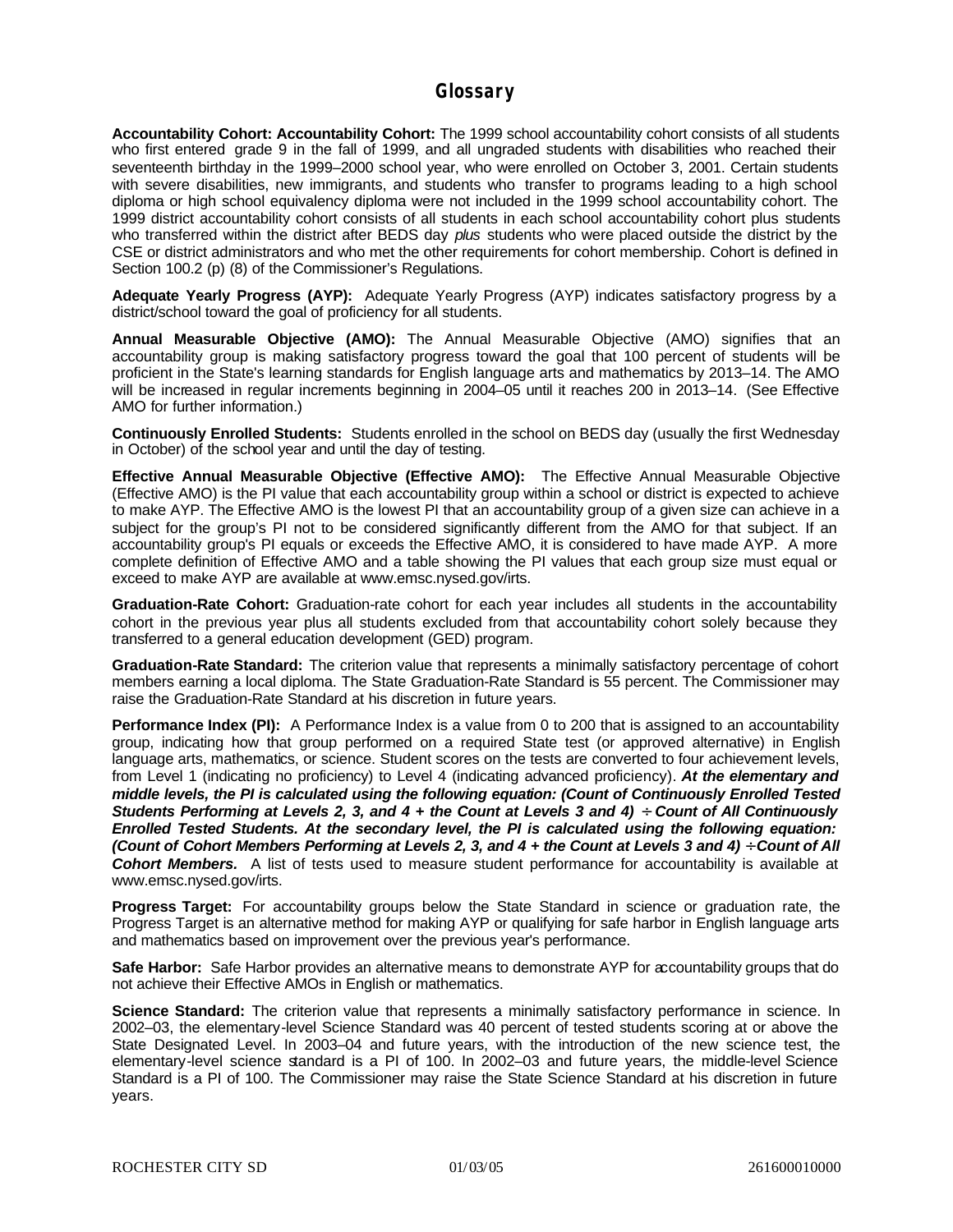# Glossary

**Accountability Cohort: Accountability Cohort:** The 1999 school accountability cohort consists of all students who first entered grade 9 in the fall of 1999, and all ungraded students with disabilities who reached their seventeenth birthday in the 1999–2000 school year, who were enrolled on October 3, 2001. Certain students with severe disabilities, new immigrants, and students who transfer to programs leading to a high school diploma or high school equivalency diploma were not included in the 1999 school accountability cohort. The 1999 district accountability cohort consists of all students in each school accountability cohort plus students who transferred within the district after BEDS day *plus* students who were placed outside the district by the CSE or district administrators and who met the other requirements for cohort membership. Cohort is defined in Section 100.2 (p) (8) of the Commissioner's Regulations.

**Adequate Yearly Progress (AYP):** Adequate Yearly Progress (AYP) indicates satisfactory progress by a district/school toward the goal of proficiency for all students.

**Annual Measurable Objective (AMO):** The Annual Measurable Objective (AMO) signifies that an accountability group is making satisfactory progress toward the goal that 100 percent of students will be proficient in the State's learning standards for English language arts and mathematics by 2013–14. The AMO will be increased in regular increments beginning in 2004–05 until it reaches 200 in 2013–14. (See Effective AMO for further information.)

**Continuously Enrolled Students:** Students enrolled in the school on BEDS day (usually the first Wednesday in October) of the school year and until the day of testing.

**Effective Annual Measurable Objective (Effective AMO):** The Effective Annual Measurable Objective (Effective AMO) is the PI value that each accountability group within a school or district is expected to achieve to make AYP. The Effective AMO is the lowest PI that an accountability group of a given size can achieve in a subject for the group's PI not to be considered significantly different from the AMO for that subject. If an accountability group's PI equals or exceeds the Effective AMO, it is considered to have made AYP. A more complete definition of Effective AMO and a table showing the PI values that each group size must equal or exceed to make AYP are available at www.emsc.nysed.gov/irts.

**Graduation-Rate Cohort:** Graduation-rate cohort for each year includes all students in the accountability cohort in the previous year plus all students excluded from that accountability cohort solely because they transferred to a general education development (GED) program.

**Graduation-Rate Standard:** The criterion value that represents a minimally satisfactory percentage of cohort members earning a local diploma. The State Graduation-Rate Standard is 55 percent. The Commissioner may raise the Graduation-Rate Standard at his discretion in future years.

**Performance Index (PI):** A Performance Index is a value from 0 to 200 that is assigned to an accountability group, indicating how that group performed on a required State test (or approved alternative) in English language arts, mathematics, or science. Student scores on the tests are converted to four achievement levels, from Level 1 (indicating no proficiency) to Level 4 (indicating advanced proficiency). ***At the elementary and middle levels, the PI is calculated using the following equation: (Count of Continuously Enrolled Tested Students Performing at Levels 2, 3, and 4 + the Count at Levels 3 and 4) ÷ Count of All Continuously Enrolled Tested Students. At the secondary level, the PI is calculated using the following equation: (Count of Cohort Members Performing at Levels 2, 3, and 4 + the Count at Levels 3 and 4) ÷ Count of All Cohort Members.*** A list of tests used to measure student performance for accountability is available at www.emsc.nysed.gov/irts.

**Progress Target:** For accountability groups below the State Standard in science or graduation rate, the Progress Target is an alternative method for making AYP or qualifying for safe harbor in English language arts and mathematics based on improvement over the previous year's performance.

**Safe Harbor:** Safe Harbor provides an alternative means to demonstrate AYP for accountability groups that do not achieve their Effective AMOs in English or mathematics.

**Science Standard:** The criterion value that represents a minimally satisfactory performance in science. In 2002–03, the elementary-level Science Standard was 40 percent of tested students scoring at or above the State Designated Level. In 2003–04 and future years, with the introduction of the new science test, the elementary-level science standard is a PI of 100. In 2002–03 and future years, the middle-level Science Standard is a PI of 100. The Commissioner may raise the State Science Standard at his discretion in future years.